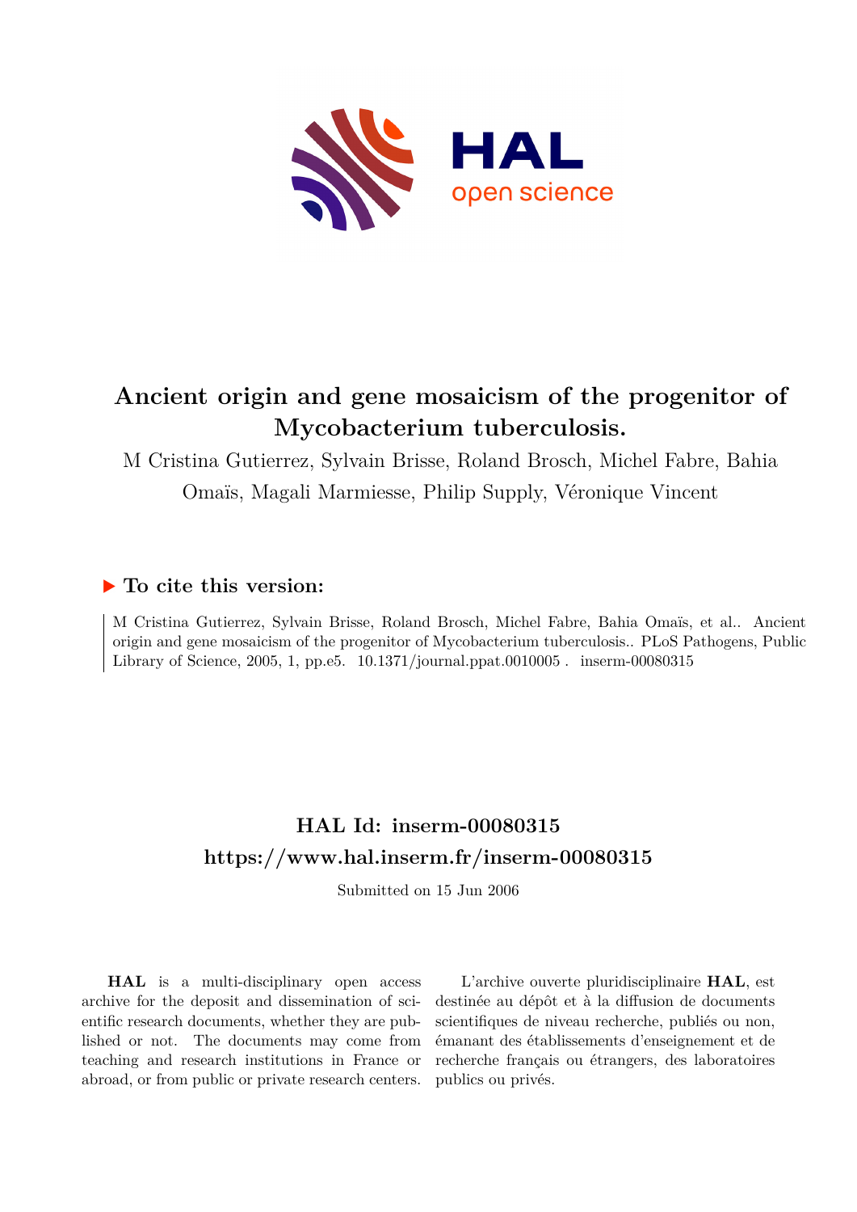# Ancient origin and gene mosaicism of the progenitor of Mycobacterium tuberculosis.

M Cristina Gutierrez, Sylvain Brisse, Roland Brosch, Michel Fabre, Bahia Omaïs, Magali Marmiesse, Philip Supply, Véronique Vincent

## ▶ To cite this version:

M Cristina Gutierrez, Sylvain Brisse, Roland Brosch, Michel Fabre, Bahia Omaïs, et al.. Ancient origin and gene mosaicism of the progenitor of Mycobacterium tuberculosis.. PLoS Pathogens, Public Library of Science, 2005, 1, pp.e5. 10.1371/journal.ppat.0010005 . inserm-00080315

## HAL Id: inserm-00080315

## https://www.hal.inserm.fr/inserm-00080315

Submitted on 15 Jun 2006

**HAL** is a multi-disciplinary open access archive for the deposit and dissemination of scientific research documents, whether they are published or not. The documents may come from teaching and research institutions in France or abroad, or from public or private research centers.

L'archive ouverte pluridisciplinaire **HAL**, est destinée au dépôt et à la diffusion de documents scientifiques de niveau recherche, publiés ou non, émanant des établissements d'enseignement et de recherche français ou étrangers, des laboratoires publics ou privés.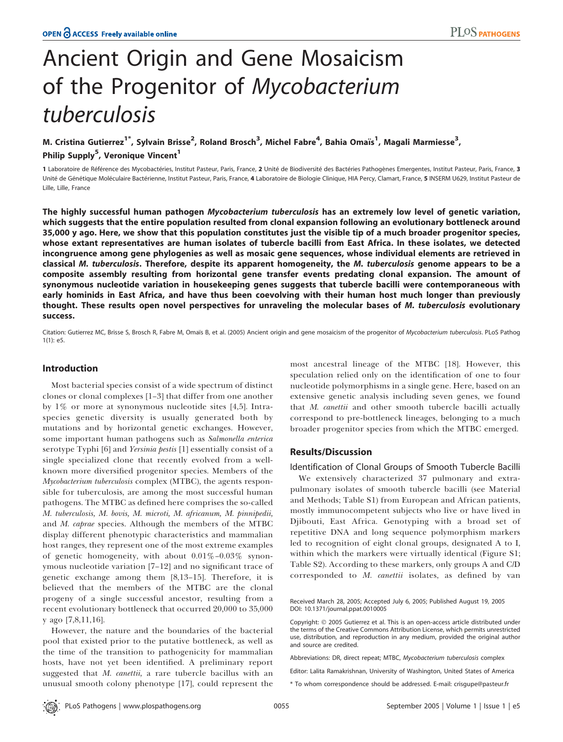# Ancient Origin and Gene Mosaicism of the Progenitor of *Mycobacterium tuberculosis*

**M. Cristina Gutierrez[1*], Sylvain Brisse[2], Roland Brosch[3], Michel Fabre[4], Bahia Omaïs[1], Magali Marmiesse[3], Philip Supply[5], Veronique Vincent[1]**

1 Laboratoire de Référence des Mycobactéries, Institut Pasteur, Paris, France, 2 Unité de Biodiversité des Bactéries Pathogènes Emergentes, Institut Pasteur, Paris, France, 3 Unité de Génétique Moléculaire Bactérienne, Institut Pasteur, Paris, France, 4 Laboratoire de Biologie Clinique, HIA Percy, Clamart, France, 5 INSERM U629, Institut Pasteur de Lille, Lille, France

**The highly successful human pathogen *Mycobacterium tuberculosis* has an extremely low level of genetic variation, which suggests that the entire population resulted from clonal expansion following an evolutionary bottleneck around 35,000 y ago. Here, we show that this population constitutes just the visible tip of a much broader progenitor species, whose extant representatives are human isolates of tubercle bacilli from East Africa. In these isolates, we detected incongruence among gene phylogenies as well as mosaic gene sequences, whose individual elements are retrieved in classical *M. tuberculosis*. Therefore, despite its apparent homogeneity, the *M. tuberculosis* genome appears to be a composite assembly resulting from horizontal gene transfer events predating clonal expansion. The amount of synonymous nucleotide variation in housekeeping genes suggests that tubercle bacilli were contemporaneous with early hominids in East Africa, and have thus been coevolving with their human host much longer than previously thought. These results open novel perspectives for unraveling the molecular bases of *M. tuberculosis* evolutionary success.**

Citation: Gutierrez MC, Brisse S, Brosch R, Fabre M, Omaïs B, et al. (2005) Ancient origin and gene mosaicism of the progenitor of *Mycobacterium tuberculosis*. PLoS Pathog 1(1): e5.

## Introduction

Most bacterial species consist of a wide spectrum of distinct clones or clonal complexes [1–3] that differ from one another by 1% or more at synonymous nucleotide sites [4,5]. Intraspecies genetic diversity is usually generated both by mutations and by horizontal genetic exchanges. However, some important human pathogens such as *Salmonella enterica* serotype Typhi [6] and *Yersinia pestis* [1] essentially consist of a single specialized clone that recently evolved from a well-known more diversified progenitor species. Members of the *Mycobacterium tuberculosis* complex (MTBC), the agents responsible for tuberculosis, are among the most successful human pathogens. The MTBC as defined here comprises the so-called *M. tuberculosis, M. bovis, M. microti, M. africanum, M. pinnipedii,* and *M. caprae* species. Although the members of the MTBC display different phenotypic characteristics and mammalian host ranges, they represent one of the most extreme examples of genetic homogeneity, with about 0.01%–0.03% synonymous nucleotide variation [7–12] and no significant trace of genetic exchange among them [8,13–15]. Therefore, it is believed that the members of the MTBC are the clonal progeny of a single successful ancestor, resulting from a recent evolutionary bottleneck that occurred 20,000 to 35,000 y ago [7,8,11,16].

However, the nature and the boundaries of the bacterial pool that existed prior to the putative bottleneck, as well as the time of the transition to pathogenicity for mammalian hosts, have not yet been identified. A preliminary report suggested that *M. canettii*, a rare tubercle bacillus with an unusual smooth colony phenotype [17], could represent the most ancestral lineage of the MTBC [18]. However, this speculation relied only on the identification of one to four nucleotide polymorphisms in a single gene. Here, based on an extensive genetic analysis including seven genes, we found that *M. canettii* and other smooth tubercle bacilli actually correspond to pre-bottleneck lineages, belonging to a much broader progenitor species from which the MTBC emerged.

## Results/Discussion

### Identification of Clonal Groups of Smooth Tubercle Bacilli

We extensively characterized 37 pulmonary and extrapulmonary isolates of smooth tubercle bacilli (see Material and Methods; Table S1) from European and African patients, mostly immunocompetent subjects who live or have lived in Djibouti, East Africa. Genotyping with a broad set of repetitive DNA and long sequence polymorphism markers led to recognition of eight clonal groups, designated A to I, within which the markers were virtually identical (Figure S1; Table S2). According to these markers, only groups A and C/D corresponded to *M. canettii* isolates, as defined by van

Received March 28, 2005; Accepted July 6, 2005; Published August 19, 2005
DOI: 10.1371/journal.ppat.0010005

Copyright: © 2005 Gutierrez et al. This is an open-access article distributed under the terms of the Creative Commons Attribution License, which permits unrestricted use, distribution, and reproduction in any medium, provided the original author and source are credited.

Abbreviations: DR, direct repeat; MTBC, *Mycobacterium tuberculosis* complex

Editor: Lalita Ramakrishnan, University of Washington, United States of America

\* To whom correspondence should be addressed. E-mail: crisgupe@pasteur.fr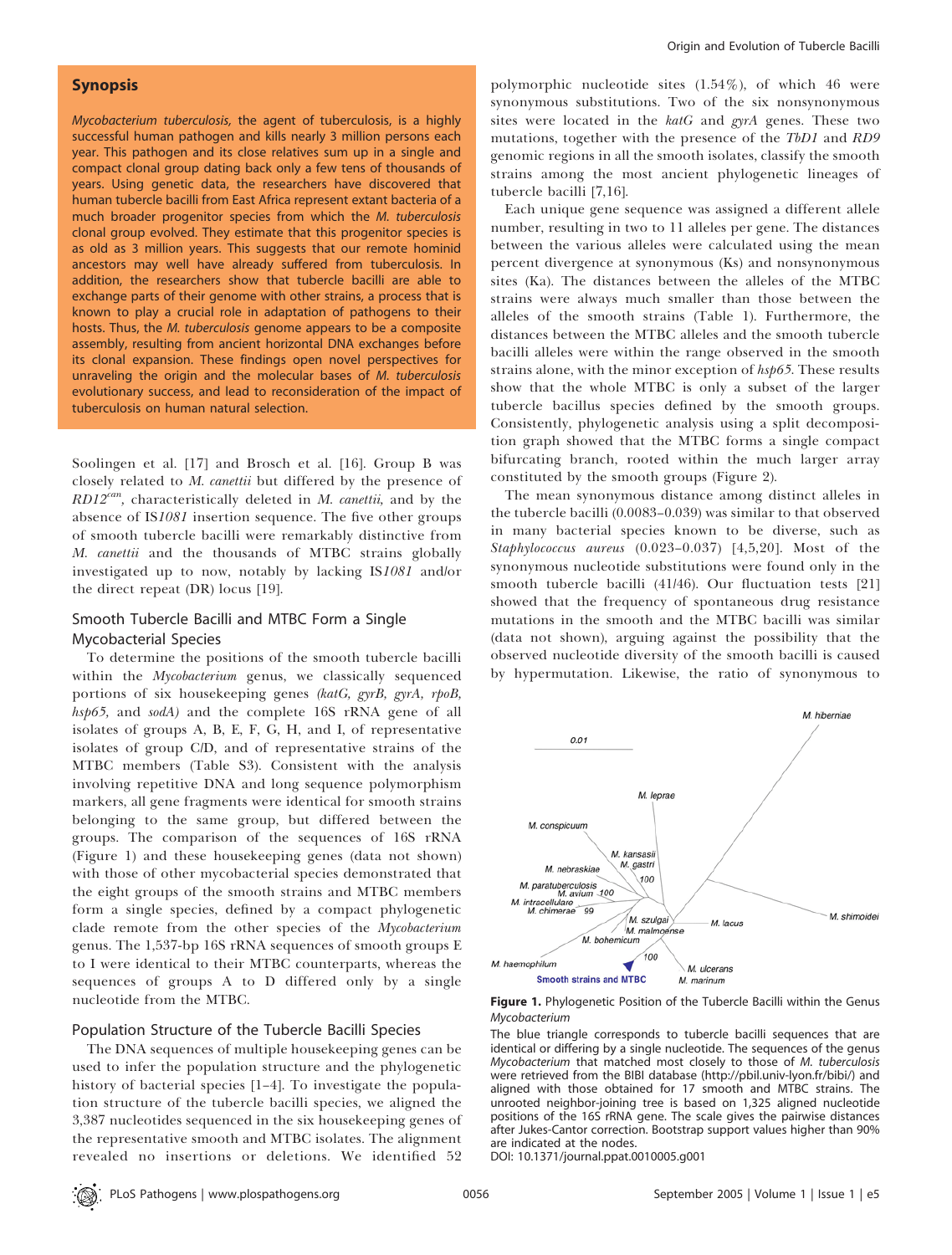## Synopsis

*Mycobacterium tuberculosis,* the agent of tuberculosis, is a highly successful human pathogen and kills nearly 3 million persons each year. This pathogen and its close relatives sum up in a single and compact clonal group dating back only a few tens of thousands of years. Using genetic data, the researchers have discovered that human tubercle bacilli from East Africa represent extant bacteria of a much broader progenitor species from which the *M. tuberculosis* clonal group evolved. They estimate that this progenitor species is as old as 3 million years. This suggests that our remote hominid ancestors may well have already suffered from tuberculosis. In addition, the researchers show that tubercle bacilli are able to exchange parts of their genome with other strains, a process that is known to play a crucial role in adaptation of pathogens to their hosts. Thus, the *M. tuberculosis* genome appears to be a composite assembly, resulting from ancient horizontal DNA exchanges before its clonal expansion. These findings open novel perspectives for unraveling the origin and the molecular bases of *M. tuberculosis* evolutionary success, and lead to reconsideration of the impact of tuberculosis on human natural selection.

Soolingen et al. [17] and Brosch et al. [16]. Group B was closely related to *M. canettii* but differed by the presence of $RD12^{can}$, characteristically deleted in *M. canettii,* and by the absence of IS*1081* insertion sequence. The five other groups of smooth tubercle bacilli were remarkably distinctive from *M. canettii* and the thousands of MTBC strains globally investigated up to now, notably by lacking IS*1081* and/or the direct repeat (DR) locus [19].

### Smooth Tubercle Bacilli and MTBC Form a Single Mycobacterial Species

To determine the positions of the smooth tubercle bacilli within the *Mycobacterium* genus, we classically sequenced portions of six housekeeping genes *(katG, gyrB, gyrA, rpoB, hsp65,* and *sodA)* and the complete 16S rRNA gene of all isolates of groups A, B, E, F, G, H, and I, of representative isolates of group C/D, and of representative strains of the MTBC members (Table S3). Consistent with the analysis involving repetitive DNA and long sequence polymorphism markers, all gene fragments were identical for smooth strains belonging to the same group, but differed between the groups. The comparison of the sequences of 16S rRNA (Figure 1) and these housekeeping genes (data not shown) with those of other mycobacterial species demonstrated that the eight groups of the smooth strains and MTBC members form a single species, defined by a compact phylogenetic clade remote from the other species of the *Mycobacterium* genus. The 1,537-bp 16S rRNA sequences of smooth groups E to I were identical to their MTBC counterparts, whereas the sequences of groups A to D differed only by a single nucleotide from the MTBC.

### Population Structure of the Tubercle Bacilli Species

The DNA sequences of multiple housekeeping genes can be used to infer the population structure and the phylogenetic history of bacterial species [1–4]. To investigate the population structure of the tubercle bacilli species, we aligned the 3,387 nucleotides sequenced in the six housekeeping genes of the representative smooth and MTBC isolates. The alignment revealed no insertions or deletions. We identified 52 polymorphic nucleotide sites (1.54%), of which 46 were synonymous substitutions. Two of the six nonsynonymous sites were located in the *katG* and *gyrA* genes. These two mutations, together with the presence of the *TbD1* and *RD9* genomic regions in all the smooth isolates, classify the smooth strains among the most ancient phylogenetic lineages of tubercle bacilli [7,16].

Each unique gene sequence was assigned a different allele number, resulting in two to 11 alleles per gene. The distances between the various alleles were calculated using the mean percent divergence at synonymous (Ks) and nonsynonymous sites (Ka). The distances between the alleles of the MTBC strains were always much smaller than those between the alleles of the smooth strains (Table 1). Furthermore, the distances between the MTBC alleles and the smooth tubercle bacilli alleles were within the range observed in the smooth strains alone, with the minor exception of *hsp65*. These results show that the whole MTBC is only a subset of the larger tubercle bacillus species defined by the smooth groups. Consistently, phylogenetic analysis using a split decomposition graph showed that the MTBC forms a single compact bifurcating branch, rooted within the much larger array constituted by the smooth groups (Figure 2).

The mean synonymous distance among distinct alleles in the tubercle bacilli (0.0083–0.039) was similar to that observed in many bacterial species known to be diverse, such as *Staphylococcus aureus* (0.023–0.037) [4,5,20]. Most of the synonymous nucleotide substitutions were found only in the smooth tubercle bacilli (41/46). Our fluctuation tests [21] showed that the frequency of spontaneous drug resistance mutations in the smooth and the MTBC bacilli was similar (data not shown), arguing against the possibility that the observed nucleotide diversity of the smooth bacilli is caused by hypermutation. Likewise, the ratio of synonymous to

**Figure 1.** Phylogenetic Position of the Tubercle Bacilli within the Genus *Mycobacterium*

The blue triangle corresponds to tubercle bacilli sequences that are identical or differing by a single nucleotide. The sequences of the genus *Mycobacterium* that matched most closely to those of *M. tuberculosis* were retrieved from the BIBI database (http://pbil.univ-lyon.fr/bibi/) and aligned with those obtained for 17 smooth and MTBC strains. The unrooted neighbor-joining tree is based on 1,325 aligned nucleotide positions of the 16S rRNA gene. The scale gives the pairwise distances after Jukes-Cantor correction. Bootstrap support values higher than 90% are indicated at the nodes.

DOI: 10.1371/journal.ppat.0010005.g001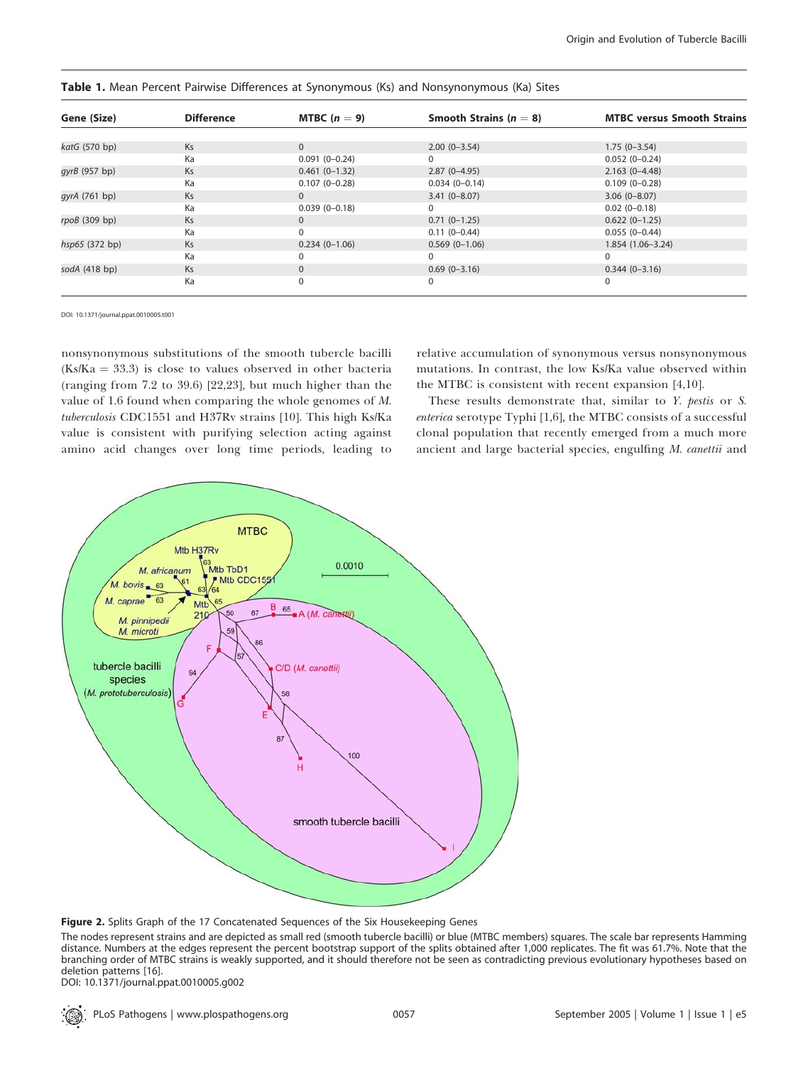**Table 1.** Mean Percent Pairwise Differences at Synonymous (Ks) and Nonsynonymous (Ka) Sites

| Gene (Size) | Difference | MTBC ($n = 9$) | Smooth Strains ($n = 8$) | MTBC versus Smooth Strains |
|---|---|---|---|---|
| *katG* (570 bp) | Ks | 0 | 2.00 (0–3.54) | 1.75 (0–3.54) |
| | Ka | 0.091 (0–0.24) | 0 | 0.052 (0–0.24) |
| *gyrB* (957 bp) | Ks | 0.461 (0–1.32) | 2.87 (0–4.95) | 2.163 (0–4.48) |
| | Ka | 0.107 (0–0.28) | 0.034 (0–0.14) | 0.109 (0–0.28) |
| *gyrA* (761 bp) | Ks | 0 | 3.41 (0–8.07) | 3.06 (0–8.07) |
| | Ka | 0.039 (0–0.18) | 0 | 0.02 (0–0.18) |
| *rpoB* (309 bp) | Ks | 0 | 0.71 (0–1.25) | 0.622 (0–1.25) |
| | Ka | 0 | 0.11 (0–0.44) | 0.055 (0–0.44) |
| *hsp65* (372 bp) | Ks | 0.234 (0–1.06) | 0.569 (0–1.06) | 1.854 (1.06–3.24) |
| | Ka | 0 | 0 | 0 |
| *sodA* (418 bp) | Ks | 0 | 0.69 (0–3.16) | 0.344 (0–3.16) |
| | Ka | 0 | 0 | 0 |

DOI: 10.1371/journal.ppat.0010005.t001

nonsynonymous substitutions of the smooth tubercle bacilli (Ks/Ka = 33.3) is close to values observed in other bacteria (ranging from 7.2 to 39.6) [22,23], but much higher than the value of 1.6 found when comparing the whole genomes of *M. tuberculosis* CDC1551 and H37Rv strains [10]. This high Ks/Ka value is consistent with purifying selection acting against amino acid changes over long time periods, leading to relative accumulation of synonymous versus nonsynonymous mutations. In contrast, the low Ks/Ka value observed within the MTBC is consistent with recent expansion [4,10].

These results demonstrate that, similar to *Y. pestis* or *S. enterica* serotype Typhi [1,6], the MTBC consists of a successful clonal population that recently emerged from a much more ancient and large bacterial species, engulfing *M. canettii* and

**Figure 2.** Splits Graph of the 17 Concatenated Sequences of the Six Housekeeping Genes

The nodes represent strains and are depicted as small red (smooth tubercle bacilli) or blue (MTBC members) squares. The scale bar represents Hamming distance. Numbers at the edges represent the percent bootstrap support of the splits obtained after 1,000 replicates. The fit was 61.7%. Note that the branching order of MTBC strains is weakly supported, and it should therefore not be seen as contradicting previous evolutionary hypotheses based on deletion patterns [16].

DOI: 10.1371/journal.ppat.0010005.g002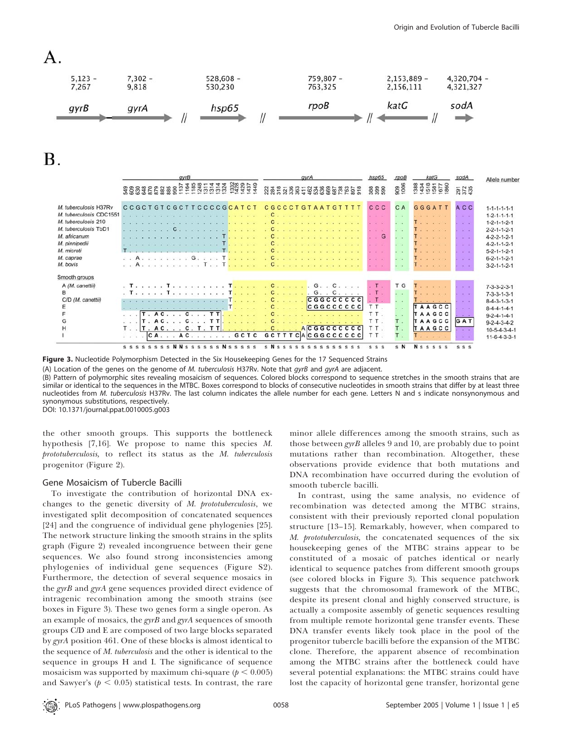Figure 3. Nucleotide Polymorphism Detected in the Six Housekeeping Genes for the 17 Sequenced Strains

(A) Location of the genes on the genome of *M. tuberculosis* H37Rv. Note that *gyrB* and *gyrA* are adjacent.

(B) Pattern of polymorphic sites revealing mosaicism of sequences. Colored blocks correspond to sequence stretches in the smooth strains that are similar or identical to the sequences in the MTBC. Boxes correspond to blocks of consecutive nucleotides in smooth strains that differ by at least three nucleotides from *M. tuberculosis* H37Rv. The last column indicates the allele number for each gene. Letters N and s indicate nonsynonymous and synonymous substitutions, respectively.

DOI: 10.1371/journal.ppat.0010005.g003

the other smooth groups. This supports the bottleneck hypothesis [7,16]. We propose to name this species *M. prototuberculosis*, to reflect its status as the *M. tuberculosis* progenitor (Figure 2).

## Gene Mosaicism of Tubercle Bacilli

To investigate the contribution of horizontal DNA exchanges to the genetic diversity of *M. prototuberculosis*, we investigated split decomposition of concatenated sequences [24] and the congruence of individual gene phylogenies [25]. The network structure linking the smooth strains in the splits graph (Figure 2) revealed incongruence between their gene sequences. We also found strong inconsistencies among phylogenies of individual gene sequences (Figure S2). Furthermore, the detection of several sequence mosaics in the *gyrB* and *gyrA* gene sequences provided direct evidence of intragenic recombination among the smooth strains (see boxes in Figure 3). These two genes form a single operon. As an example of mosaics, the *gyrB* and *gyrA* sequences of smooth groups C/D and E are composed of two large blocks separated by *gyrA* position 461. One of these blocks is almost identical to the sequence of *M. tuberculosis* and the other is identical to the sequence in groups H and I. The significance of sequence mosaicism was supported by maximum chi-square ($p < 0.005$) and Sawyer's ($p < 0.05$) statistical tests. In contrast, the rare minor allele differences among the smooth strains, such as those between *gyrB* alleles 9 and 10, are probably due to point mutations rather than recombination. Altogether, these observations provide evidence that both mutations and DNA recombination have occurred during the evolution of smooth tubercle bacilli.

In contrast, using the same analysis, no evidence of recombination was detected among the MTBC strains, consistent with their previously reported clonal population structure [13–15]. Remarkably, however, when compared to *M. prototuberculosis*, the concatenated sequences of the six housekeeping genes of the MTBC strains appear to be constituted of a mosaic of patches identical or nearly identical to sequence patches from different smooth groups (see colored blocks in Figure 3). This sequence patchwork suggests that the chromosomal framework of the MTBC, despite its present clonal and highly conserved structure, is actually a composite assembly of genetic sequences resulting from multiple remote horizontal gene transfer events. These DNA transfer events likely took place in the pool of the progenitor tubercle bacilli before the expansion of the MTBC clone. Therefore, the apparent absence of recombination among the MTBC strains after the bottleneck could have several potential explanations: the MTBC strains could have lost the capacity of horizontal gene transfer, horizontal gene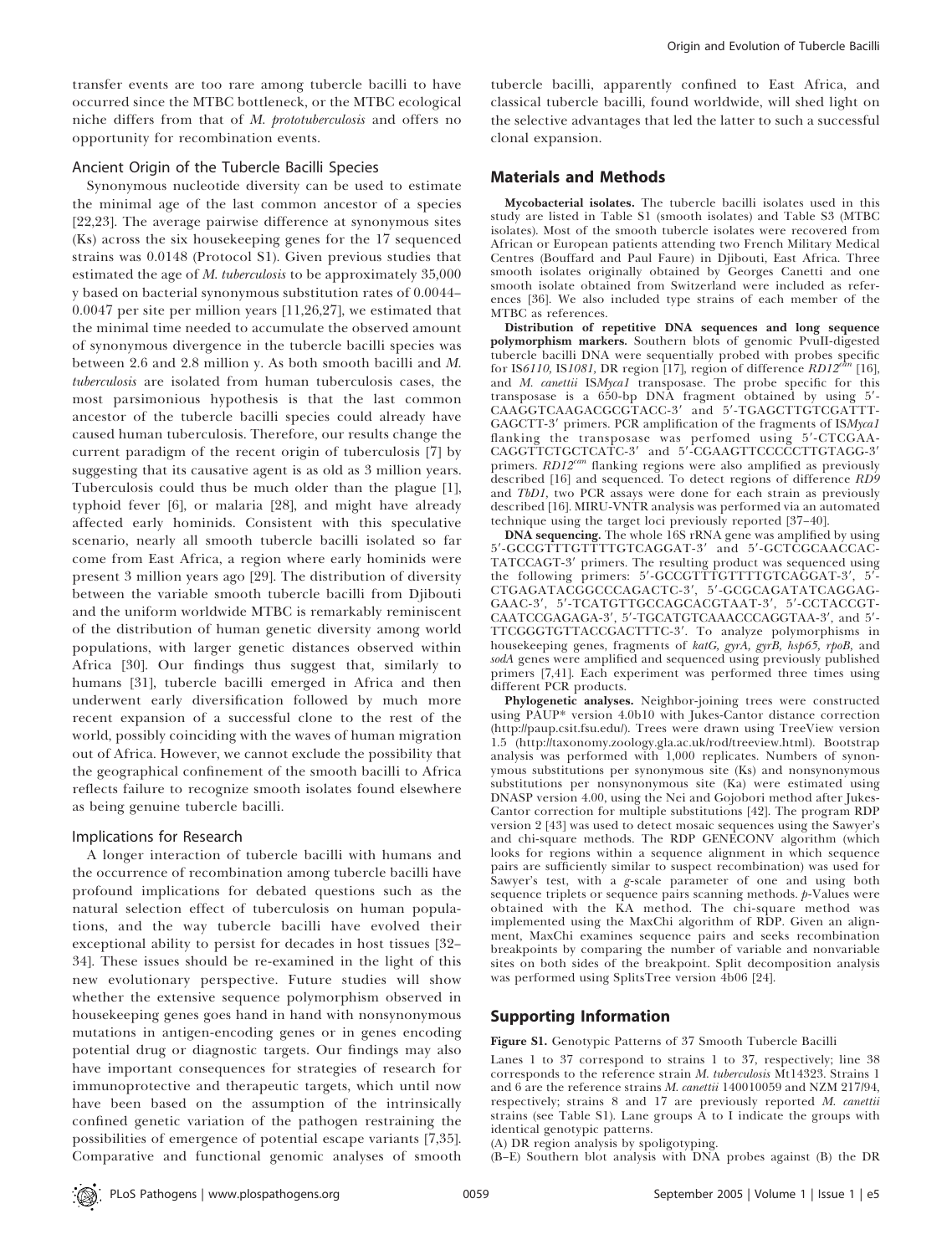transfer events are too rare among tubercle bacilli to have occurred since the MTBC bottleneck, or the MTBC ecological niche differs from that of *M. prototuberculosis* and offers no opportunity for recombination events.

### Ancient Origin of the Tubercle Bacilli Species

Synonymous nucleotide diversity can be used to estimate the minimal age of the last common ancestor of a species [22,23]. The average pairwise difference at synonymous sites (Ks) across the six housekeeping genes for the 17 sequenced strains was 0.0148 (Protocol S1). Given previous studies that estimated the age of *M. tuberculosis* to be approximately 35,000 y based on bacterial synonymous substitution rates of 0.0044–0.0047 per site per million years [11,26,27], we estimated that the minimal time needed to accumulate the observed amount of synonymous divergence in the tubercle bacilli species was between 2.6 and 2.8 million y. As both smooth bacilli and *M. tuberculosis* are isolated from human tuberculosis cases, the most parsimonious hypothesis is that the last common ancestor of the tubercle bacilli species could already have caused human tuberculosis. Therefore, our results change the current paradigm of the recent origin of tuberculosis [7] by suggesting that its causative agent is as old as 3 million years. Tuberculosis could thus be much older than the plague [1], typhoid fever [6], or malaria [28], and might have already affected early hominids. Consistent with this speculative scenario, nearly all smooth tubercle bacilli isolated so far come from East Africa, a region where early hominids were present 3 million years ago [29]. The distribution of diversity between the variable smooth tubercle bacilli from Djibouti and the uniform worldwide MTBC is remarkably reminiscent of the distribution of human genetic diversity among world populations, with larger genetic distances observed within Africa [30]. Our findings thus suggest that, similarly to humans [31], tubercle bacilli emerged in Africa and then underwent early diversification followed by much more recent expansion of a successful clone to the rest of the world, possibly coinciding with the waves of human migration out of Africa. However, we cannot exclude the possibility that the geographical confinement of the smooth bacilli to Africa reflects failure to recognize smooth isolates found elsewhere as being genuine tubercle bacilli.

### Implications for Research

A longer interaction of tubercle bacilli with humans and the occurrence of recombination among tubercle bacilli have profound implications for debated questions such as the natural selection effect of tuberculosis on human populations, and the way tubercle bacilli have evolved their exceptional ability to persist for decades in host tissues [32–34]. These issues should be re-examined in the light of this new evolutionary perspective. Future studies will show whether the extensive sequence polymorphism observed in housekeeping genes goes hand in hand with nonsynonymous mutations in antigen-encoding genes or in genes encoding potential drug or diagnostic targets. Our findings may also have important consequences for strategies of research for immunoprotective and therapeutic targets, which until now have been based on the assumption of the intrinsically confined genetic variation of the pathogen restraining the possibilities of emergence of potential escape variants [7,35]. Comparative and functional genomic analyses of smooth tubercle bacilli, apparently confined to East Africa, and classical tubercle bacilli, found worldwide, will shed light on the selective advantages that led the latter to such a successful clonal expansion.

## Materials and Methods

**Mycobacterial isolates.** The tubercle bacilli isolates used in this study are listed in Table S1 (smooth isolates) and Table S3 (MTBC isolates). Most of the smooth tubercle isolates were recovered from African or European patients attending two French Military Medical Centres (Bouffard and Paul Faure) in Djibouti, East Africa. Three smooth isolates originally obtained by Georges Canetti and one smooth isolate obtained from Switzerland were included as references [36]. We also included type strains of each member of the MTBC as references.

**Distribution of repetitive DNA sequences and long sequence polymorphism markers.** Southern blots of genomic PvuII-digested tubercle bacilli DNA were sequentially probed with probes specific for IS*6110*, IS*1081*, DR region [17], region of difference $RD12^{can}$ [16], and *M. canettii* IS*Myca1* transposase. The probe specific for this transposase is a 650-bp DNA fragment obtained by using 5′-CAAGGTCAAGACGCGTACC-3′ and 5′-TGAGCTTGTCGATTTGAGCTT-3′ primers. PCR amplification of the fragments of IS*Myca1* flanking the transposase was perfomed using 5′-CTCGAACAGGTTCTGCTCATC-3′ and 5′-CGAAGTTCCCCCTTGTAGG-3′ primers. $RD12^{can}$ flanking regions were also amplified as previously described [16] and sequenced. To detect regions of difference *RD9* and *TbD1*, two PCR assays were done for each strain as previously described [16]. MIRU-VNTR analysis was performed via an automated technique using the target loci previously reported [37–40].

**DNA sequencing.** The whole 16S rRNA gene was amplified by using 5′-GCCGTTTGTTTTGTCAGGAT-3′ and 5′-GCTCGCAACCACTATCCAGT-3′ primers. The resulting product was sequenced using the following primers: 5′-GCCGTTTGTTTTGTCAGGAT-3′, 5′-CTGAGATACGGCCCAGACTC-3′, 5′-GCGCAGATATCAGGAGGAAC-3′, 5′-TCATGTTGCCAGCACGTAAT-3′, 5′-CCTACCGTCAATCCGAGAGA-3′, 5′-TGCATGTCAAACCCAGGTAA-3′, and 5′-TTCGGGTGTTACCGACTTTC-3′. To analyze polymorphisms in housekeeping genes, fragments of *katG, gyrA, gyrB, hsp65, rpoB,* and *sodA* genes were amplified and sequenced using previously published primers [7,41]. Each experiment was performed three times using different PCR products.

**Phylogenetic analyses.** Neighbor-joining trees were constructed using PAUP* version 4.0b10 with Jukes-Cantor distance correction (http://paup.csit.fsu.edu/). Trees were drawn using TreeView version 1.5 (http://taxonomy.zoology.gla.ac.uk/rod/treeview.html). Bootstrap analysis was performed with 1,000 replicates. Numbers of synonymous substitutions per synonymous site (Ks) and nonsynonymous substitutions per nonsynonymous site (Ka) were estimated using DNASP version 4.00, using the Nei and Gojobori method after Jukes-Cantor correction for multiple substitutions [42]. The program RDP version 2 [43] was used to detect mosaic sequences using the Sawyer's and chi-square methods. The RDP GENECONV algorithm (which looks for regions within a sequence alignment in which sequence pairs are sufficiently similar to suspect recombination) was used for Sawyer's test, with a *g*-scale parameter of one and using both sequence triplets or sequence pairs scanning methods. *p*-Values were obtained with the KA method. The chi-square method was implemented using the MaxChi algorithm of RDP. Given an alignment, MaxChi examines sequence pairs and seeks recombination breakpoints by comparing the number of variable and nonvariable sites on both sides of the breakpoint. Split decomposition analysis was performed using SplitsTree version 4b06 [24].

## Supporting Information

**Figure S1.** Genotypic Patterns of 37 Smooth Tubercle Bacilli

Lanes 1 to 37 correspond to strains 1 to 37, respectively; line 38 corresponds to the reference strain *M. tuberculosis* Mt14323. Strains 1 and 6 are the reference strains *M. canettii* 140010059 and NZM 217/94, respectively; strains 8 and 17 are previously reported *M. canettii* strains (see Table S1). Lane groups A to I indicate the groups with identical genotypic patterns.

(A) DR region analysis by spoligotyping.

(B–E) Southern blot analysis with DNA probes against (B) the DR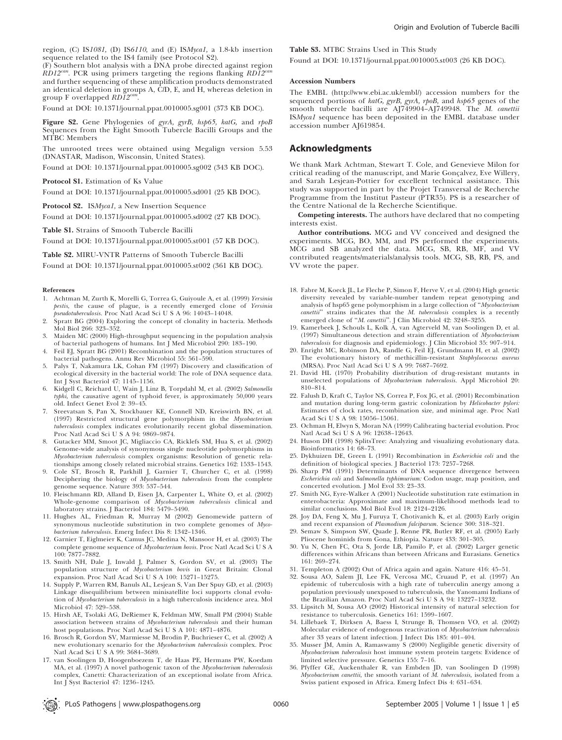region, (C) IS*1081,* (D) IS*6110,* and (E) IS*Myca1,* a 1.8-kb insertion sequence related to the IS4 family (see Protocol S2).

(F) Southern blot analysis with a DNA probe directed against region *RD12*$^{can}$. PCR using primers targeting the regions flanking *RD12*$^{can}$ and further sequencing of these amplification products demonstrated an identical deletion in groups A, C/D, E, and H, whereas deletion in group F overlapped *RD12*$^{can}$.

Found at DOI: 10.1371/journal.ppat.0010005.sg001 (373 KB DOC).

**Figure S2.** Gene Phylogenies of *gyrA, gyrB, hsp65, katG,* and *rpoB* Sequences from the Eight Smooth Tubercle Bacilli Groups and the MTBC Members

The unrooted trees were obtained using Megalign version 5.53 (DNASTAR, Madison, Wisconsin, United States).

Found at DOI: 10.1371/journal.ppat.0010005.sg002 (343 KB DOC).

**Protocol S1.** Estimation of Ks Value

Found at DOI: 10.1371/journal.ppat.0010005.sd001 (25 KB DOC).

**Protocol S2.** IS*Myca1,* a New Insertion Sequence

Found at DOI: 10.1371/journal.ppat.0010005.sd002 (27 KB DOC).

**Table S1.** Strains of Smooth Tubercle Bacilli

Found at DOI: 10.1371/journal.ppat.0010005.st001 (57 KB DOC).

**Table S2.** MIRU-VNTR Patterns of Smooth Tubercle Bacilli

Found at DOI: 10.1371/journal.ppat.0010005.st002 (361 KB DOC).

**Table S3.** MTBC Strains Used in This Study

Found at DOI: 10.1371/journal.ppat.0010005.st003 (26 KB DOC).

#### Accession Numbers

The EMBL (http://www.ebi.ac.uk/embl/) accession numbers for the sequenced portions of *katG, gyrB, gyrA, rpoB,* and *hsp65* genes of the smooth tubercle bacilli are AJ749904–AJ749948. The *M. canettii* IS*Myca1* sequence has been deposited in the EMBL database under accession number AJ619854.

## Acknowledgments

We thank Mark Achtman, Stewart T. Cole, and Genevieve Milon for critical reading of the manuscript, and Marie Gonçalvez, Eve Willery, and Sarah Lesjean-Pottier for excellent technical assistance. This study was supported in part by the Projet Transversal de Recherche Programme from the Institut Pasteur (PTR35). PS is a researcher of the Centre National de la Recherche Scientifique.

**Competing interests.** The authors have declared that no competing interests exist.

**Author contributions.** MCG and VV conceived and designed the experiments. MCG, BO, MM, and PS performed the experiments. MCG and SB analyzed the data. MCG, SB, RB, MF, and VV contributed reagents/materials/analysis tools. MCG, SB, RB, PS, and VV wrote the paper.

#### References

1. Achtman M, Zurth K, Morelli G, Torrea G, Guiyoule A, et al. (1999) *Yersinia pestis,* the cause of plague, is a recently emerged clone of *Yersinia pseudotuberculosis.* Proc Natl Acad Sci U S A 96: 14043–14048.
2. Spratt BG (2004) Exploring the concept of clonality in bacteria. Methods Mol Biol 266: 323–352.
3. Maiden MC (2000) High-throughput sequencing in the population analysis of bacterial pathogens of humans. Int J Med Microbiol 290: 183–190.
4. Feil EJ, Spratt BG (2001) Recombination and the population structures of bacterial pathogens. Annu Rev Microbiol 55: 561–590.
5. Palys T, Nakamura LK, Cohan FM (1997) Discovery and classification of ecological diversity in the bacterial world: The role of DNA sequence data. Int J Syst Bacteriol 47: 1145–1156.
6. Kidgell C, Reichard U, Wain J, Linz B, Torpdahl M, et al. (2002) *Salmonella typhi,* the causative agent of typhoid fever, is approximately 50,000 years old. Infect Genet Evol 2: 39–45.
7. Sreevatsan S, Pan X, Stockbauer KE, Connell ND, Kreiswirth BN, et al. (1997) Restricted structural gene polymorphism in the *Mycobacterium tuberculosis* complex indicates evolutionarily recent global dissemination. Proc Natl Acad Sci U S A 94: 9869–9874.
8. Gutacker MM, Smoot JC, Migliaccio CA, Ricklefs SM, Hua S, et al. (2002) Genome-wide analysis of synonymous single nucleotide polymorphisms in *Mycobacterium tuberculosis* complex organisms: Resolution of genetic relationships among closely related microbial strains. Genetics 162: 1533–1543.
9. Cole ST, Brosch R, Parkhill J, Garnier T, Churcher C, et al. (1998) Deciphering the biology of *Mycobacterium tuberculosis* from the complete genome sequence. Nature 393: 537–544.
10. Fleischmann RD, Alland D, Eisen JA, Carpenter L, White O, et al. (2002) Whole-genome comparison of *Mycobacterium tuberculosis* clinical and laboratory strains. J Bacteriol 184: 5479–5490.
11. Hughes AL, Friedman R, Murray M (2002) Genomewide pattern of synonymous nucleotide substitution in two complete genomes of *Mycobacterium tuberculosis.* Emerg Infect Dis 8: 1342–1346.
12. Garnier T, Eiglmeier K, Camus JC, Medina N, Mansoor H, et al. (2003) The complete genome sequence of *Mycobacterium bovis.* Proc Natl Acad Sci U S A 100: 7877–7882.
13. Smith NH, Dale J, Inwald J, Palmer S, Gordon SV, et al. (2003) The population structure of *Mycobacterium bovis* in Great Britain: Clonal expansion. Proc Natl Acad Sci U S A 100: 15271–15275.
14. Supply P, Warren RM, Banuls AL, Lesjean S, Van Der Spuy GD, et al. (2003) Linkage disequilibrium between minisatellite loci supports clonal evolution of *Mycobacterium tuberculosis* in a high tuberculosis incidence area. Mol Microbiol 47: 529–538.
15. Hirsh AE, Tsolaki AG, DeRiemer K, Feldman MW, Small PM (2004) Stable association between strains of *Mycobacterium tuberculosis* and their human host populations. Proc Natl Acad Sci U S A 101: 4871–4876.
16. Brosch R, Gordon SV, Marmiesse M, Brodin P, Buchrieser C, et al. (2002) A new evolutionary scenario for the *Mycobacterium tuberculosis* complex. Proc Natl Acad Sci U S A 99: 3684–3689.
17. van Soolingen D, Hoogenboezem T, de Haas PE, Hermans PW, Koedam MA, et al. (1997) A novel pathogenic taxon of the *Mycobacterium tuberculosis* complex, Canetti: Characterization of an exceptional isolate from Africa. Int J Syst Bacteriol 47: 1236–1245.
18. Fabre M, Koeck JL, Le Fleche P, Simon F, Herve V, et al. (2004) High genetic diversity revealed by variable-number tandem repeat genotyping and analysis of hsp65 gene polymorphism in a large collection of "*Mycobacterium canettii*" strains indicates that the *M. tuberculosis* complex is a recently emerged clone of "*M. canettii*". J Clin Microbiol 42: 3248–3255.
19. Kamerbeek J, Schouls L, Kolk A, van Agterveld M, van Soolingen D, et al. (1997) Simultaneous detection and strain differentiation of *Mycobacterium tuberculosis* for diagnosis and epidemiology. J Clin Microbiol 35: 907–914.
20. Enright MC, Robinson DA, Randle G, Feil EJ, Grundmann H, et al. (2002) The evolutionary history of methicillin-resistant *Staphylococcus aureus* (MRSA). Proc Natl Acad Sci U S A 99: 7687–7692.
21. David HL (1970) Probability distribution of drug-resistant mutants in unselected populations of *Mycobacterium tuberculosis.* Appl Microbiol 20: 810–814.
22. Falush D, Kraft C, Taylor NS, Correa P, Fox JG, et al. (2001) Recombination and mutation during long-term gastric colonization by *Helicobacter pylori*: Estimates of clock rates, recombination size, and minimal age. Proc Natl Acad Sci U S A 98: 15056–15061.
23. Ochman H, Elwyn S, Moran NA (1999) Calibrating bacterial evolution. Proc Natl Acad Sci U S A 96: 12638–12643.
24. Huson DH (1998) SplitsTree: Analyzing and visualizing evolutionary data. Bioinformatics 14: 68–73.
25. Dykhuizen DE, Green L (1991) Recombination in *Escherichia coli* and the definition of biological species. J Bacteriol 173: 7257–7268.
26. Sharp PM (1991) Determinants of DNA sequence divergence between *Escherichia coli* and *Salmonella typhimurium*: Codon usage, map position, and concerted evolution. J Mol Evol 33: 23–33.
27. Smith NG, Eyre-Walker A (2001) Nucleotide substitution rate estimation in enterobacteria: Approximate and maximum-likelihood methods lead to similar conclusions. Mol Biol Evol 18: 2124–2126.
28. Joy DA, Feng X, Mu J, Furuya T, Chotivanich K, et al. (2003) Early origin and recent expansion of *Plasmodium falciparum.* Science 300: 318–321.
29. Semaw S, Simpson SW, Quade J, Renne PR, Butler RF, et al. (2005) Early Pliocene hominids from Gona, Ethiopia. Nature 433: 301–305.
30. Yu N, Chen FC, Ota S, Jorde LB, Pamilo P, et al. (2002) Larger genetic differences within Africans than between Africans and Eurasians. Genetics 161: 269–274.
31. Templeton A (2002) Out of Africa again and again. Nature 416: 45–51.
32. Sousa AO, Salem JI, Lee FK, Vercosa MC, Cruaud P, et al. (1997) An epidemic of tuberculosis with a high rate of tuberculin anergy among a population previously unexposed to tuberculosis, the Yanomami Indians of the Brazilian Amazon. Proc Natl Acad Sci U S A 94: 13227–13232.
33. Lipsitch M, Sousa AO (2002) Historical intensity of natural selection for resistance to tuberculosis. Genetics 161: 1599–1607.
34. Lillebaek T, Dirksen A, Baess I, Strunge B, Thomsen VO, et al. (2002) Molecular evidence of endogenous reactivation of *Mycobacterium tuberculosis* after 33 years of latent infection. J Infect Dis 185: 401–404.
35. Musser JM, Amin A, Ramaswamy S (2000) Negligible genetic diversity of *Mycobacterium tuberculosis* host immune system protein targets: Evidence of limited selective pressure. Genetics 155: 7–16.
36. Pfyffer GE, Auckenthaler R, van Embden JD, van Soolingen D (1998) *Mycobacterium canettii,* the smooth variant of *M. tuberculosis,* isolated from a Swiss patient exposed in Africa. Emerg Infect Dis 4: 631–634.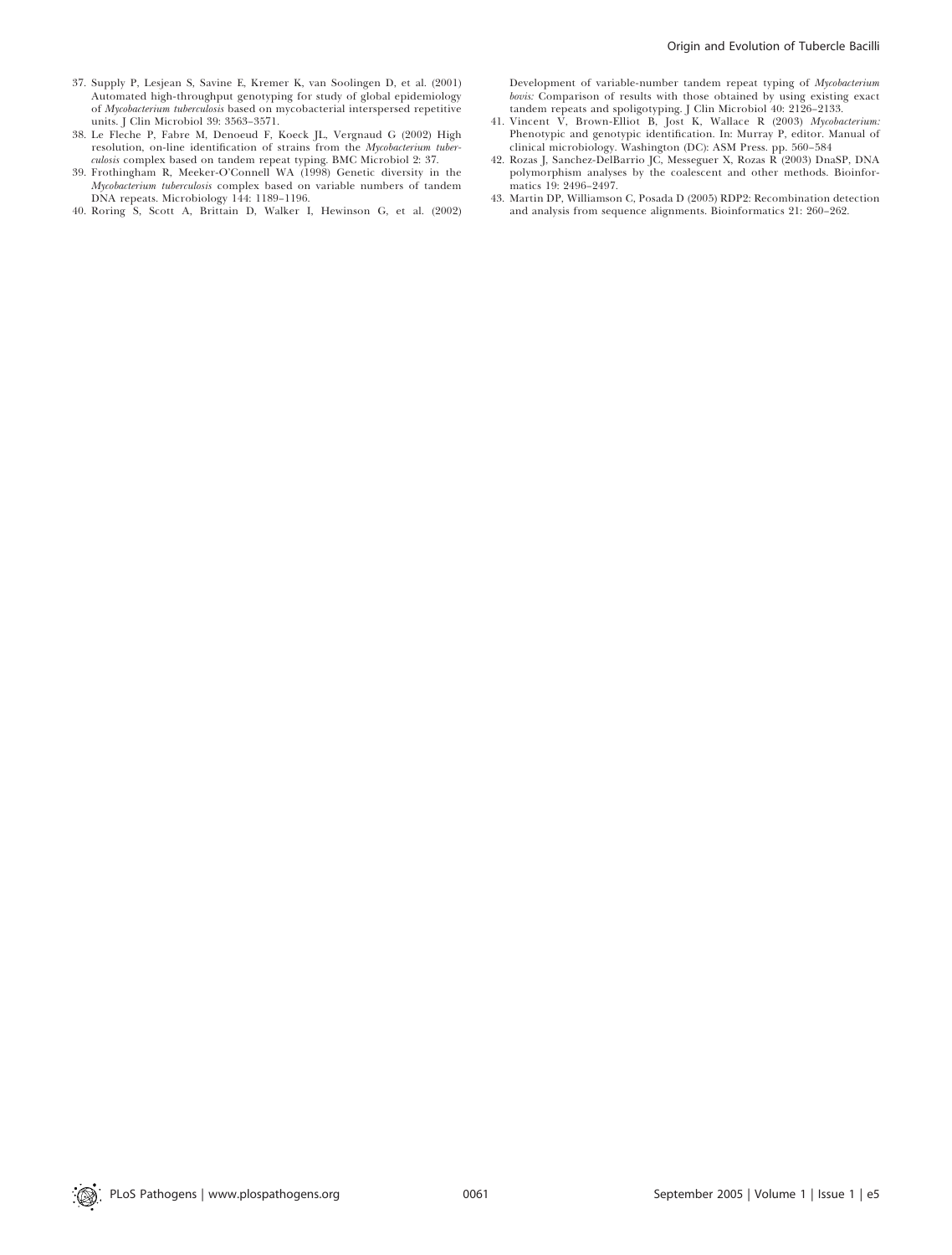37. Supply P, Lesjean S, Savine E, Kremer K, van Soolingen D, et al. (2001) Automated high-throughput genotyping for study of global epidemiology of *Mycobacterium tuberculosis* based on mycobacterial interspersed repetitive units. J Clin Microbiol 39: 3563–3571.
38. Le Fleche P, Fabre M, Denoeud F, Koeck JL, Vergnaud G (2002) High resolution, on-line identification of strains from the *Mycobacterium tuberculosis* complex based on tandem repeat typing. BMC Microbiol 2: 37.
39. Frothingham R, Meeker-O'Connell WA (1998) Genetic diversity in the *Mycobacterium tuberculosis* complex based on variable numbers of tandem DNA repeats. Microbiology 144: 1189–1196.
40. Roring S, Scott A, Brittain D, Walker I, Hewinson G, et al. (2002) Development of variable-number tandem repeat typing of *Mycobacterium bovis:* Comparison of results with those obtained by using existing exact tandem repeats and spoligotyping. J Clin Microbiol 40: 2126–2133.
41. Vincent V, Brown-Elliot B, Jost K, Wallace R (2003) *Mycobacterium:* Phenotypic and genotypic identification. In: Murray P, editor. Manual of clinical microbiology. Washington (DC): ASM Press. pp. 560–584
42. Rozas J, Sanchez-DelBarrio JC, Messeguer X, Rozas R (2003) DnaSP, DNA polymorphism analyses by the coalescent and other methods. Bioinformatics 19: 2496–2497.
43. Martin DP, Williamson C, Posada D (2005) RDP2: Recombination detection and analysis from sequence alignments. Bioinformatics 21: 260–262.